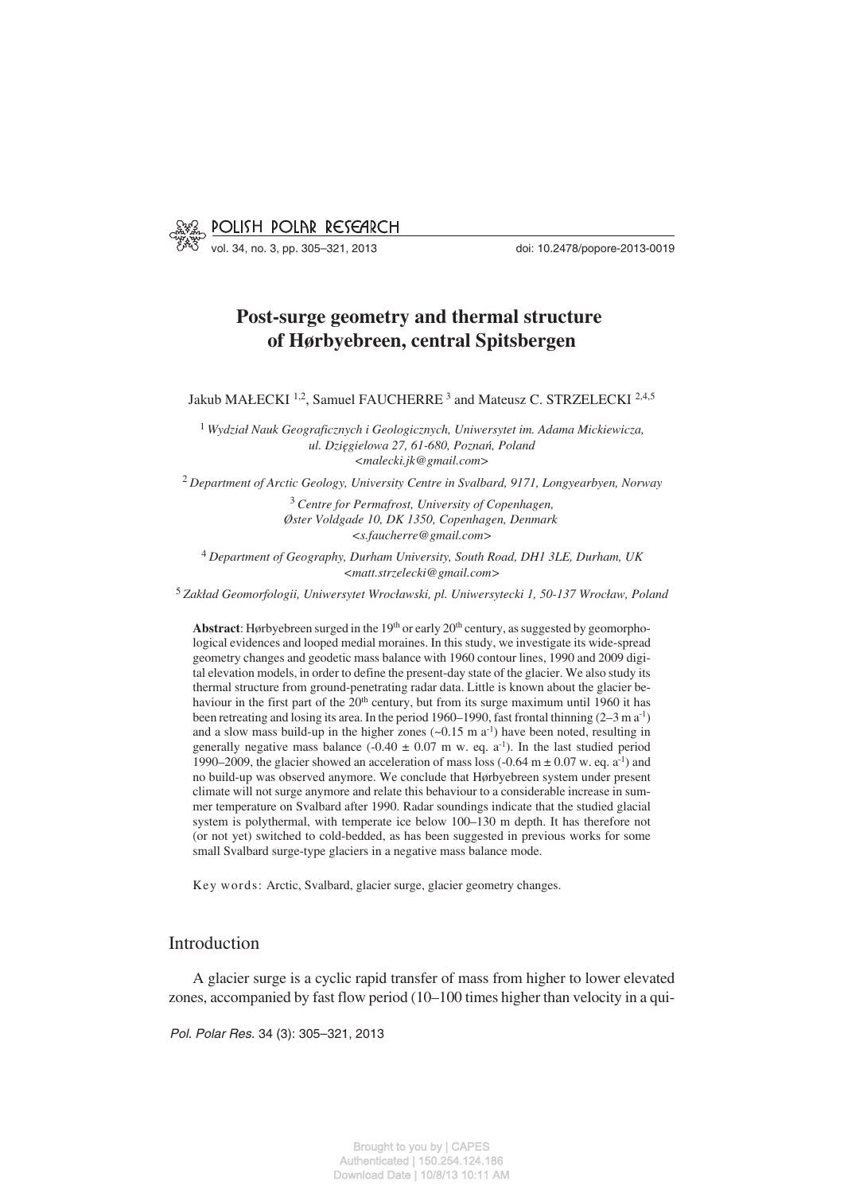# Post-surge geometry and thermal structure of Hørbyebreen, central Spitsbergen

Jakub MAŁECKI [1,2], Samuel FAUCHERRE [3] and Mateusz C. STRZELECKI [2,4,5]

[1] *Wydział Nauk Geograficznych i Geologicznych, Uniwersytet im. Adama Mickiewicza, ul. Dzięgielowa 27, 61-680, Poznań, Poland <malecki.jk@gmail.com>*

[2] *Department of Arctic Geology, University Centre in Svalbard, 9171, Longyearbyen, Norway*

[3] *Centre for Permafrost, University of Copenhagen, Øster Voldgade 10, DK 1350, Copenhagen, Denmark <s.faucherre@gmail.com>*

[4] *Department of Geography, Durham University, South Road, DH1 3LE, Durham, UK <matt.strzelecki@gmail.com>*

[5] *Zakład Geomorfologii, Uniwersytet Wrocławski, pl. Uniwersytecki 1, 50-137 Wrocław, Poland*

**Abstract**: Hørbyebreen surged in the 19$^{th}$ or early 20$^{th}$ century, as suggested by geomorphological evidences and looped medial moraines. In this study, we investigate its wide-spread geometry changes and geodetic mass balance with 1960 contour lines, 1990 and 2009 digital elevation models, in order to define the present-day state of the glacier. We also study its thermal structure from ground-penetrating radar data. Little is known about the glacier behaviour in the first part of the 20$^{th}$ century, but from its surge maximum until 1960 it has been retreating and losing its area. In the period 1960–1990, fast frontal thinning (2–3 m a$^{-1}$) and a slow mass build-up in the higher zones (~0.15 m a$^{-1}$) have been noted, resulting in generally negative mass balance (-0.40 ± 0.07 m w. eq. a$^{-1}$). In the last studied period 1990–2009, the glacier showed an acceleration of mass loss (-0.64 m ± 0.07 w. eq. a$^{-1}$) and no build-up was observed anymore. We conclude that Hørbyebreen system under present climate will not surge anymore and relate this behaviour to a considerable increase in summer temperature on Svalbard after 1990. Radar soundings indicate that the studied glacial system is polythermal, with temperate ice below 100–130 m depth. It has therefore not (or not yet) switched to cold-bedded, as has been suggested in previous works for some small Svalbard surge-type glaciers in a negative mass balance mode.

Key words: Arctic, Svalbard, glacier surge, glacier geometry changes.

## Introduction

A glacier surge is a cyclic rapid transfer of mass from higher to lower elevated zones, accompanied by fast flow period (10–100 times higher than velocity in a qui-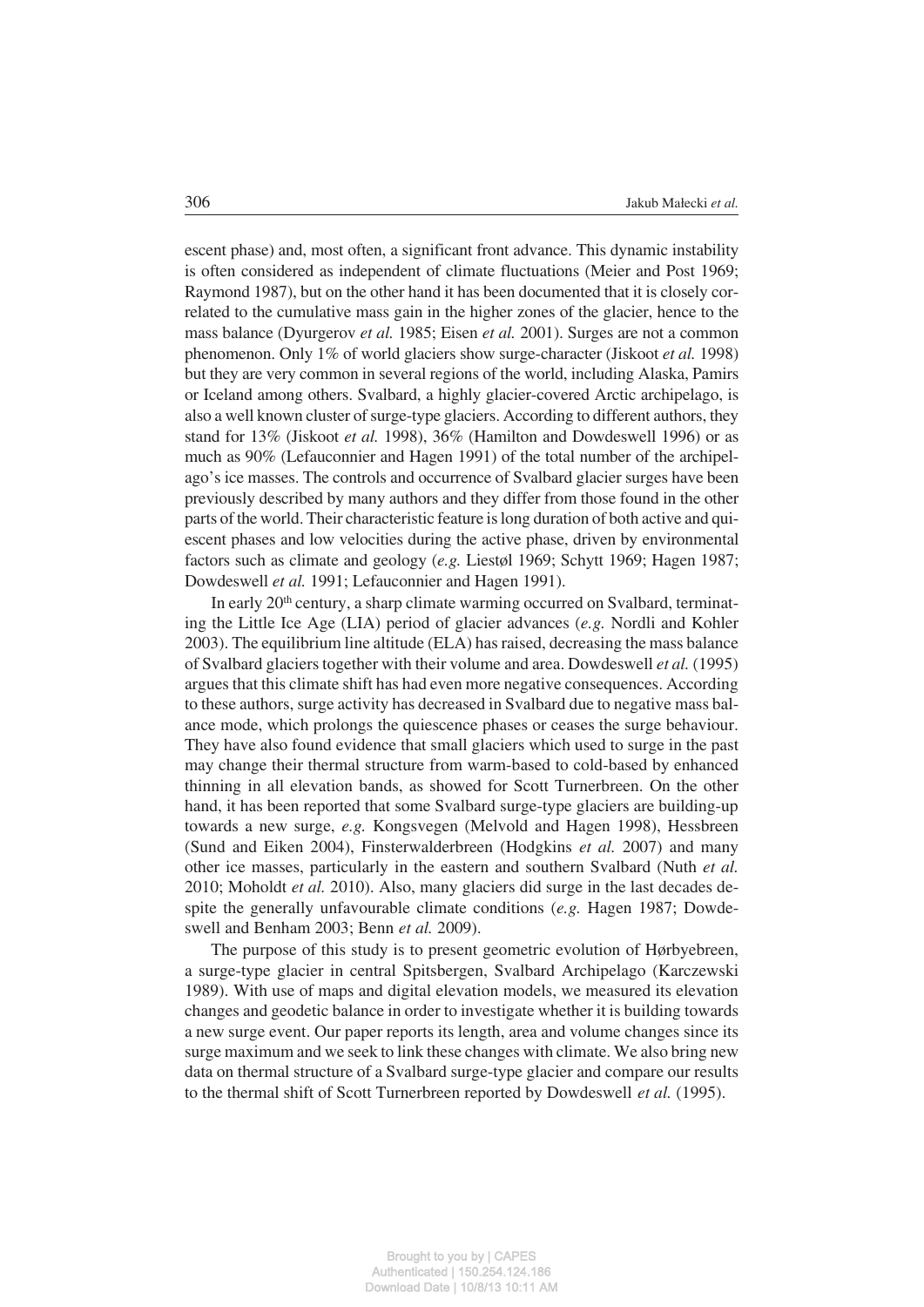escent phase) and, most often, a significant front advance. This dynamic instability is often considered as independent of climate fluctuations (Meier and Post 1969; Raymond 1987), but on the other hand it has been documented that it is closely correlated to the cumulative mass gain in the higher zones of the glacier, hence to the mass balance (Dyurgerov *et al.* 1985; Eisen *et al.* 2001). Surges are not a common phenomenon. Only 1% of world glaciers show surge-character (Jiskoot *et al.* 1998) but they are very common in several regions of the world, including Alaska, Pamirs or Iceland among others. Svalbard, a highly glacier-covered Arctic archipelago, is also a well known cluster of surge-type glaciers. According to different authors, they stand for 13% (Jiskoot *et al.* 1998), 36% (Hamilton and Dowdeswell 1996) or as much as 90% (Lefauconnier and Hagen 1991) of the total number of the archipelago's ice masses. The controls and occurrence of Svalbard glacier surges have been previously described by many authors and they differ from those found in the other parts of the world. Their characteristic feature is long duration of both active and quiescent phases and low velocities during the active phase, driven by environmental factors such as climate and geology (*e.g.* Liestøl 1969; Schytt 1969; Hagen 1987; Dowdeswell *et al.* 1991; Lefauconnier and Hagen 1991).

In early 20th century, a sharp climate warming occurred on Svalbard, terminating the Little Ice Age (LIA) period of glacier advances (*e.g.* Nordli and Kohler 2003). The equilibrium line altitude (ELA) has raised, decreasing the mass balance of Svalbard glaciers together with their volume and area. Dowdeswell *et al.* (1995) argues that this climate shift has had even more negative consequences. According to these authors, surge activity has decreased in Svalbard due to negative mass balance mode, which prolongs the quiescence phases or ceases the surge behaviour. They have also found evidence that small glaciers which used to surge in the past may change their thermal structure from warm-based to cold-based by enhanced thinning in all elevation bands, as showed for Scott Turnerbreen. On the other hand, it has been reported that some Svalbard surge-type glaciers are building-up towards a new surge, *e.g.* Kongsvegen (Melvold and Hagen 1998), Hessbreen (Sund and Eiken 2004), Finsterwalderbreen (Hodgkins *et al.* 2007) and many other ice masses, particularly in the eastern and southern Svalbard (Nuth *et al.* 2010; Moholdt *et al.* 2010). Also, many glaciers did surge in the last decades despite the generally unfavourable climate conditions (*e.g.* Hagen 1987; Dowdeswell and Benham 2003; Benn *et al.* 2009).

The purpose of this study is to present geometric evolution of Hørbyebreen, a surge-type glacier in central Spitsbergen, Svalbard Archipelago (Karczewski 1989). With use of maps and digital elevation models, we measured its elevation changes and geodetic balance in order to investigate whether it is building towards a new surge event. Our paper reports its length, area and volume changes since its surge maximum and we seek to link these changes with climate. We also bring new data on thermal structure of a Svalbard surge-type glacier and compare our results to the thermal shift of Scott Turnerbreen reported by Dowdeswell *et al.* (1995).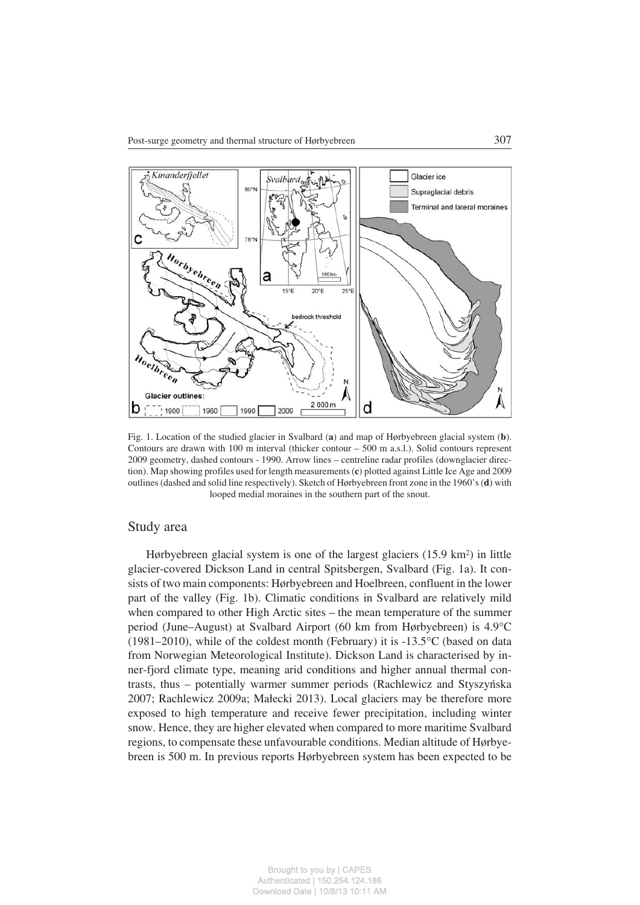Fig. 1. Location of the studied glacier in Svalbard (**a**) and map of Hørbyebreen glacial system (**b**). Contours are drawn with 100 m interval (thicker contour – 500 m a.s.l.). Solid contours represent 2009 geometry, dashed contours - 1990. Arrow lines – centreline radar profiles (downglacier direction). Map showing profiles used for length measurements (**c**) plotted against Little Ice Age and 2009 outlines (dashed and solid line respectively). Sketch of Hørbyebreen front zone in the 1960's (**d**) with looped medial moraines in the southern part of the snout.

## Study area

Hørbyebreen glacial system is one of the largest glaciers (15.9 km$^2$) in little glacier-covered Dickson Land in central Spitsbergen, Svalbard (Fig. 1a). It consists of two main components: Hørbyebreen and Hoelbreen, confluent in the lower part of the valley (Fig. 1b). Climatic conditions in Svalbard are relatively mild when compared to other High Arctic sites – the mean temperature of the summer period (June–August) at Svalbard Airport (60 km from Hørbyebreen) is 4.9°C (1981–2010), while of the coldest month (February) it is -13.5°C (based on data from Norwegian Meteorological Institute). Dickson Land is characterised by inner-fjord climate type, meaning arid conditions and higher annual thermal contrasts, thus – potentially warmer summer periods (Rachlewicz and Styszyńska 2007; Rachlewicz 2009a; Małecki 2013). Local glaciers may be therefore more exposed to high temperature and receive fewer precipitation, including winter snow. Hence, they are higher elevated when compared to more maritime Svalbard regions, to compensate these unfavourable conditions. Median altitude of Hørbyebreen is 500 m. In previous reports Hørbyebreen system has been expected to be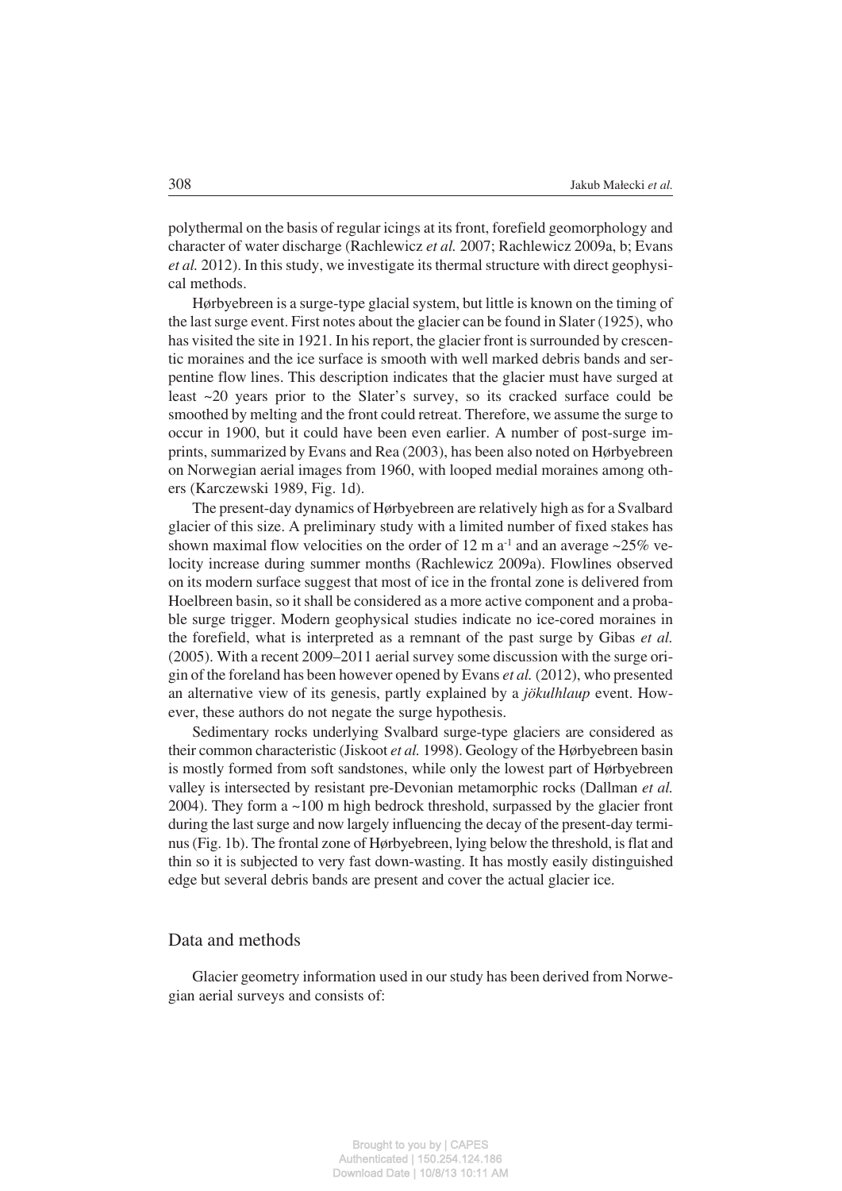polythermal on the basis of regular icings at its front, forefield geomorphology and character of water discharge (Rachlewicz *et al.* 2007; Rachlewicz 2009a, b; Evans *et al.* 2012). In this study, we investigate its thermal structure with direct geophysical methods.

Hørbyebreen is a surge-type glacial system, but little is known on the timing of the last surge event. First notes about the glacier can be found in Slater (1925), who has visited the site in 1921. In his report, the glacier front is surrounded by crescentic moraines and the ice surface is smooth with well marked debris bands and serpentine flow lines. This description indicates that the glacier must have surged at least ~20 years prior to the Slater's survey, so its cracked surface could be smoothed by melting and the front could retreat. Therefore, we assume the surge to occur in 1900, but it could have been even earlier. A number of post-surge imprints, summarized by Evans and Rea (2003), has been also noted on Hørbyebreen on Norwegian aerial images from 1960, with looped medial moraines among others (Karczewski 1989, Fig. 1d).

The present-day dynamics of Hørbyebreen are relatively high as for a Svalbard glacier of this size. A preliminary study with a limited number of fixed stakes has shown maximal flow velocities on the order of 12 m $a^{-1}$ and an average ~25% velocity increase during summer months (Rachlewicz 2009a). Flowlines observed on its modern surface suggest that most of ice in the frontal zone is delivered from Hoelbreen basin, so it shall be considered as a more active component and a probable surge trigger. Modern geophysical studies indicate no ice-cored moraines in the forefield, what is interpreted as a remnant of the past surge by Gibas *et al.* (2005). With a recent 2009–2011 aerial survey some discussion with the surge origin of the foreland has been however opened by Evans *et al.* (2012), who presented an alternative view of its genesis, partly explained by a *jökulhlaup* event. However, these authors do not negate the surge hypothesis.

Sedimentary rocks underlying Svalbard surge-type glaciers are considered as their common characteristic (Jiskoot *et al.* 1998). Geology of the Hørbyebreen basin is mostly formed from soft sandstones, while only the lowest part of Hørbyebreen valley is intersected by resistant pre-Devonian metamorphic rocks (Dallman *et al.* 2004). They form a ~100 m high bedrock threshold, surpassed by the glacier front during the last surge and now largely influencing the decay of the present-day terminus (Fig. 1b). The frontal zone of Hørbyebreen, lying below the threshold, is flat and thin so it is subjected to very fast down-wasting. It has mostly easily distinguished edge but several debris bands are present and cover the actual glacier ice.

## Data and methods

Glacier geometry information used in our study has been derived from Norwegian aerial surveys and consists of: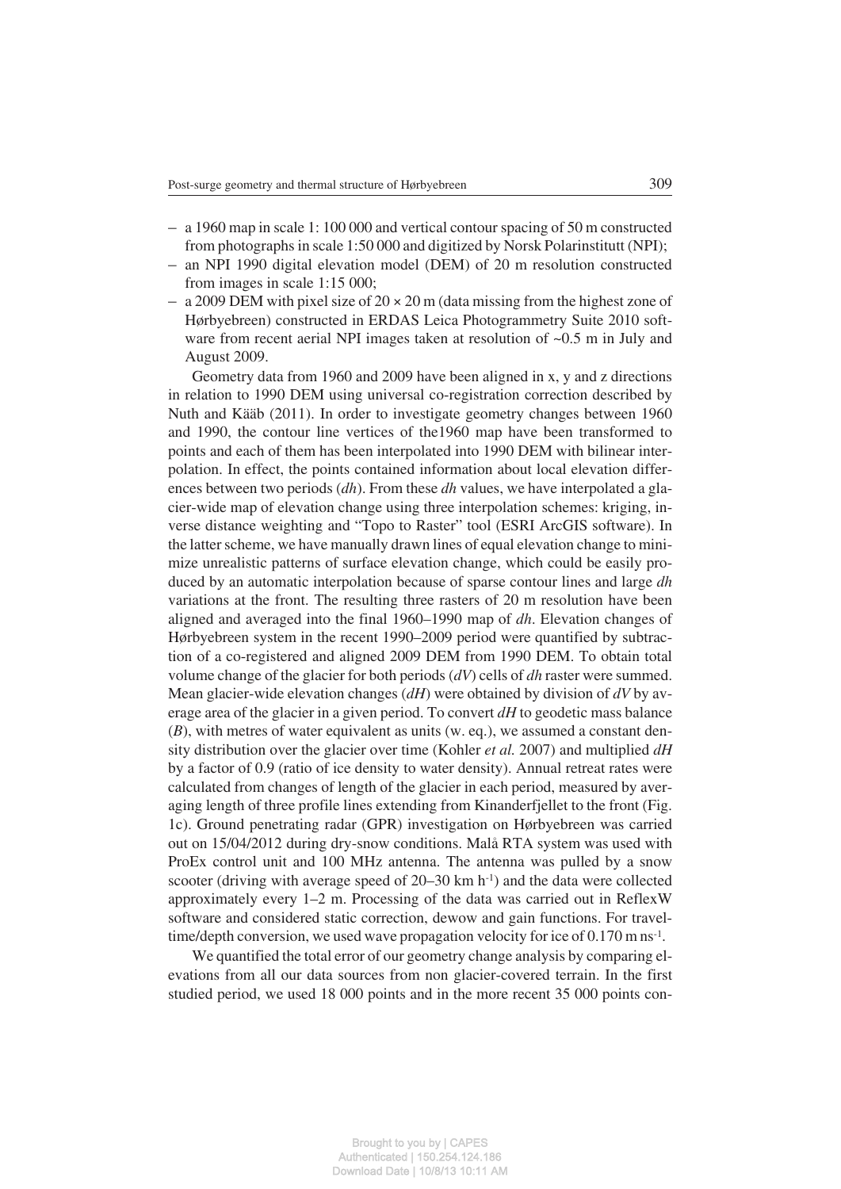- a 1960 map in scale 1: 100 000 and vertical contour spacing of 50 m constructed from photographs in scale 1:50 000 and digitized by Norsk Polarinstituttt (NPI);
- an NPI 1990 digital elevation model (DEM) of 20 m resolution constructed from images in scale 1:15 000;
- a 2009 DEM with pixel size of 20 × 20 m (data missing from the highest zone of Hørbyebreen) constructed in ERDAS Leica Photogrammetry Suite 2010 software from recent aerial NPI images taken at resolution of ~0.5 m in July and August 2009.

Geometry data from 1960 and 2009 have been aligned in x, y and z directions in relation to 1990 DEM using universal co-registration correction described by Nuth and Kääb (2011). In order to investigate geometry changes between 1960 and 1990, the contour line vertices of the1960 map have been transformed to points and each of them has been interpolated into 1990 DEM with bilinear interpolation. In effect, the points contained information about local elevation differences between two periods (*dh*). From these *dh* values, we have interpolated a glacier-wide map of elevation change using three interpolation schemes: kriging, inverse distance weighting and "Topo to Raster" tool (ESRI ArcGIS software). In the latter scheme, we have manually drawn lines of equal elevation change to minimize unrealistic patterns of surface elevation change, which could be easily produced by an automatic interpolation because of sparse contour lines and large *dh* variations at the front. The resulting three rasters of 20 m resolution have been aligned and averaged into the final 1960–1990 map of *dh*. Elevation changes of Hørbyebreen system in the recent 1990–2009 period were quantified by subtraction of a co-registered and aligned 2009 DEM from 1990 DEM. To obtain total volume change of the glacier for both periods (*dV*) cells of *dh* raster were summed. Mean glacier-wide elevation changes (*dH*) were obtained by division of *dV* by average area of the glacier in a given period. To convert *dH* to geodetic mass balance (*B*), with metres of water equivalent as units (w. eq.), we assumed a constant density distribution over the glacier over time (Kohler *et al.* 2007) and multiplied *dH* by a factor of 0.9 (ratio of ice density to water density). Annual retreat rates were calculated from changes of length of the glacier in each period, measured by averaging length of three profile lines extending from Kinanderfjellet to the front (Fig. 1c). Ground penetrating radar (GPR) investigation on Hørbyebreen was carried out on 15/04/2012 during dry-snow conditions. Malå RTA system was used with ProEx control unit and 100 MHz antenna. The antenna was pulled by a snow scooter (driving with average speed of 20–30 km $h^{-1}$) and the data were collected approximately every 1–2 m. Processing of the data was carried out in ReflexW software and considered static correction, dewow and gain functions. For traveltime/depth conversion, we used wave propagation velocity for ice of 0.170 m $ns^{-1}$.

We quantified the total error of our geometry change analysis by comparing elevations from all our data sources from non glacier-covered terrain. In the first studied period, we used 18 000 points and in the more recent 35 000 points con-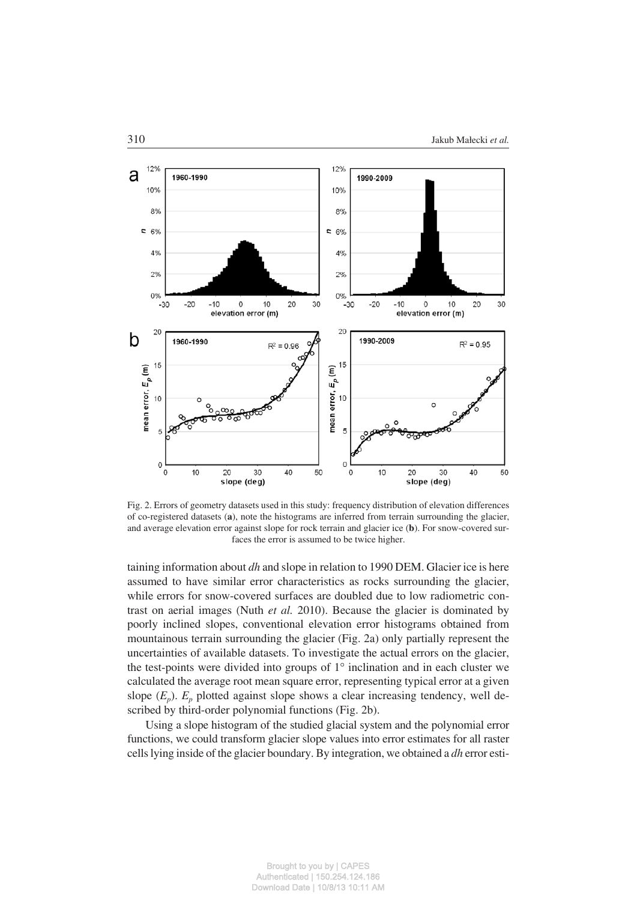Fig. 2. Errors of geometry datasets used in this study: frequency distribution of elevation differences of co-registered datasets (**a**), note the histograms are inferred from terrain surrounding the glacier, and average elevation error against slope for rock terrain and glacier ice (**b**). For snow-covered surfaces the error is assumed to be twice higher.

taining information about *dh* and slope in relation to 1990 DEM. Glacier ice is here assumed to have similar error characteristics as rocks surrounding the glacier, while errors for snow-covered surfaces are doubled due to low radiometric contrast on aerial images (Nuth *et al.* 2010). Because the glacier is dominated by poorly inclined slopes, conventional elevation error histograms obtained from mountainous terrain surrounding the glacier (Fig. 2a) only partially represent the uncertainties of available datasets. To investigate the actual errors on the glacier, the test-points were divided into groups of 1° inclination and in each cluster we calculated the average root mean square error, representing typical error at a given slope ($E_p$). $E_p$ plotted against slope shows a clear increasing tendency, well described by third-order polynomial functions (Fig. 2b).

Using a slope histogram of the studied glacial system and the polynomial error functions, we could transform glacier slope values into error estimates for all raster cells lying inside of the glacier boundary. By integration, we obtained a *dh* error esti-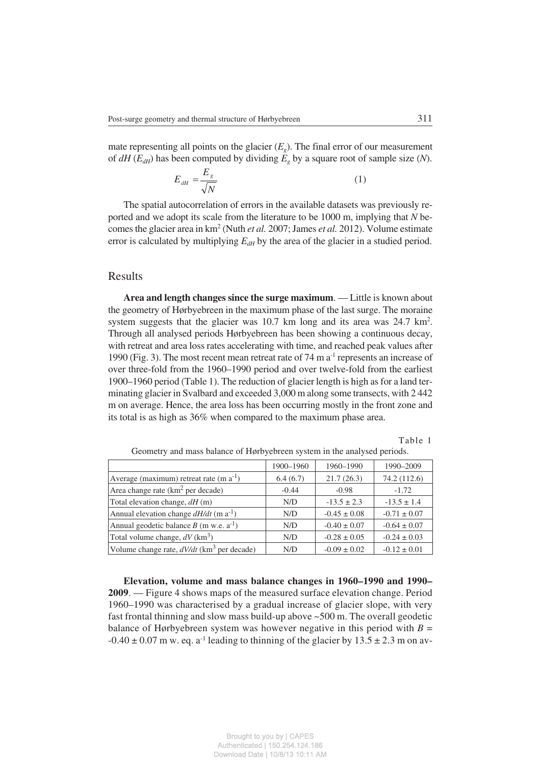mate representing all points on the glacier ($E_g$). The final error of our measurement of $dH$ ($E_{dH}$) has been computed by dividing $E_g$ by a square root of sample size ($N$).

$$E_{dH} = \frac{E_g}{\sqrt{N}} \tag{1}$$

The spatial autocorrelation of errors in the available datasets was previously reported and we adopt its scale from the literature to be 1000 m, implying that $N$ becomes the glacier area in km$^2$ (Nuth *et al.* 2007; James *et al.* 2012). Volume estimate error is calculated by multiplying $E_{dH}$ by the area of the glacier in a studied period.

## Results

**Area and length changes since the surge maximum**. — Little is known about the geometry of Hørbyebreen in the maximum phase of the last surge. The moraine system suggests that the glacier was 10.7 km long and its area was 24.7 km$^2$. Through all analysed periods Hørbyebreen has been showing a continuous decay, with retreat and area loss rates accelerating with time, and reached peak values after 1990 (Fig. 3). The most recent mean retreat rate of 74 m a$^{-1}$ represents an increase of over three-fold from the 1960–1990 period and over twelve-fold from the earliest 1900–1960 period (Table 1). The reduction of glacier length is high as for a land terminating glacier in Svalbard and exceeded 3,000 m along some transects, with 2 442 m on average. Hence, the area loss has been occurring mostly in the front zone and its total is as high as 36% when compared to the maximum phase area.

Table 1

Geometry and mass balance of Hørbyebreen system in the analysed periods.

| | 1900–1960 | 1960–1990 | 1990–2009 |
|---|---|---|---|
| Average (maximum) retreat rate (m a$^{-1}$) | 6.4 (6.7) | 21.7 (26.3) | 74.2 (112.6) |
| Area change rate (km$^2$ per decade) | -0.44 | -0.98 | -1.72 |
| Total elevation change, $dH$ (m) | N/D | -13.5 ± 2.3 | -13.5 ± 1.4 |
| Annual elevation change $dH/dt$ (m a$^{-1}$) | N/D | -0.45 ± 0.08 | -0.71 ± 0.07 |
| Annual geodetic balance $B$ (m w.e. a$^{-1}$) | N/D | -0.40 ± 0.07 | -0.64 ± 0.07 |
| Total volume change, $dV$ (km$^3$) | N/D | -0.28 ± 0.05 | -0.24 ± 0.03 |
| Volume change rate, $dV/dt$ (km$^3$ per decade) | N/D | -0.09 ± 0.02 | -0.12 ± 0.01 |

**Elevation, volume and mass balance changes in 1960–1990 and 1990–2009**. — Figure 4 shows maps of the measured surface elevation change. Period 1960–1990 was characterised by a gradual increase of glacier slope, with very fast frontal thinning and slow mass build-up above ~500 m. The overall geodetic balance of Hørbyebreen system was however negative in this period with $B$ = -0.40 ± 0.07 m w. eq. a$^{-1}$ leading to thinning of the glacier by 13.5 ± 2.3 m on av-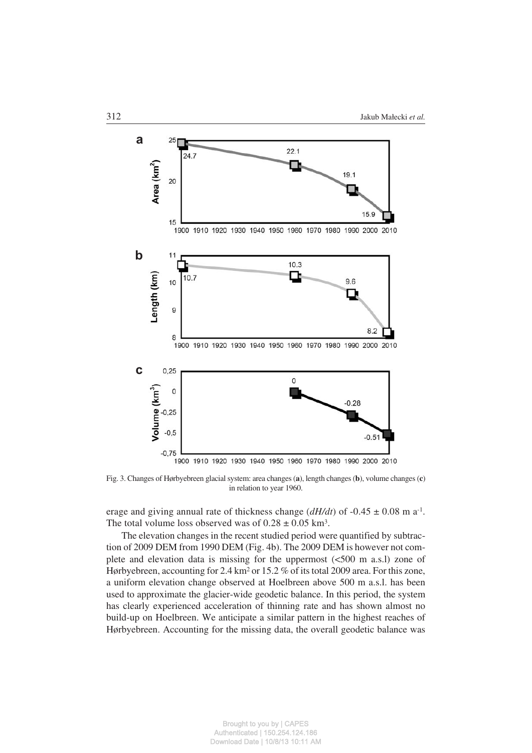Fig. 3. Changes of Hørbyebreen glacial system: area changes (**a**), length changes (**b**), volume changes (**c**) in relation to year 1960.

erage and giving annual rate of thickness change (*dH/dt*) of -0.45 ± 0.08 m $a^{-1}$. The total volume loss observed was of 0.28 ± 0.05 $km^3$.

The elevation changes in the recent studied period were quantified by subtraction of 2009 DEM from 1990 DEM (Fig. 4b). The 2009 DEM is however not complete and elevation data is missing for the uppermost (<500 m a.s.l) zone of Hørbyebreen, accounting for 2.4 $km^2$ or 15.2 % of its total 2009 area. For this zone, a uniform elevation change observed at Hoelbreen above 500 m a.s.l. has been used to approximate the glacier-wide geodetic balance. In this period, the system has clearly experienced acceleration of thinning rate and has shown almost no build-up on Hoelbreen. We anticipate a similar pattern in the highest reaches of Hørbyebreen. Accounting for the missing data, the overall geodetic balance was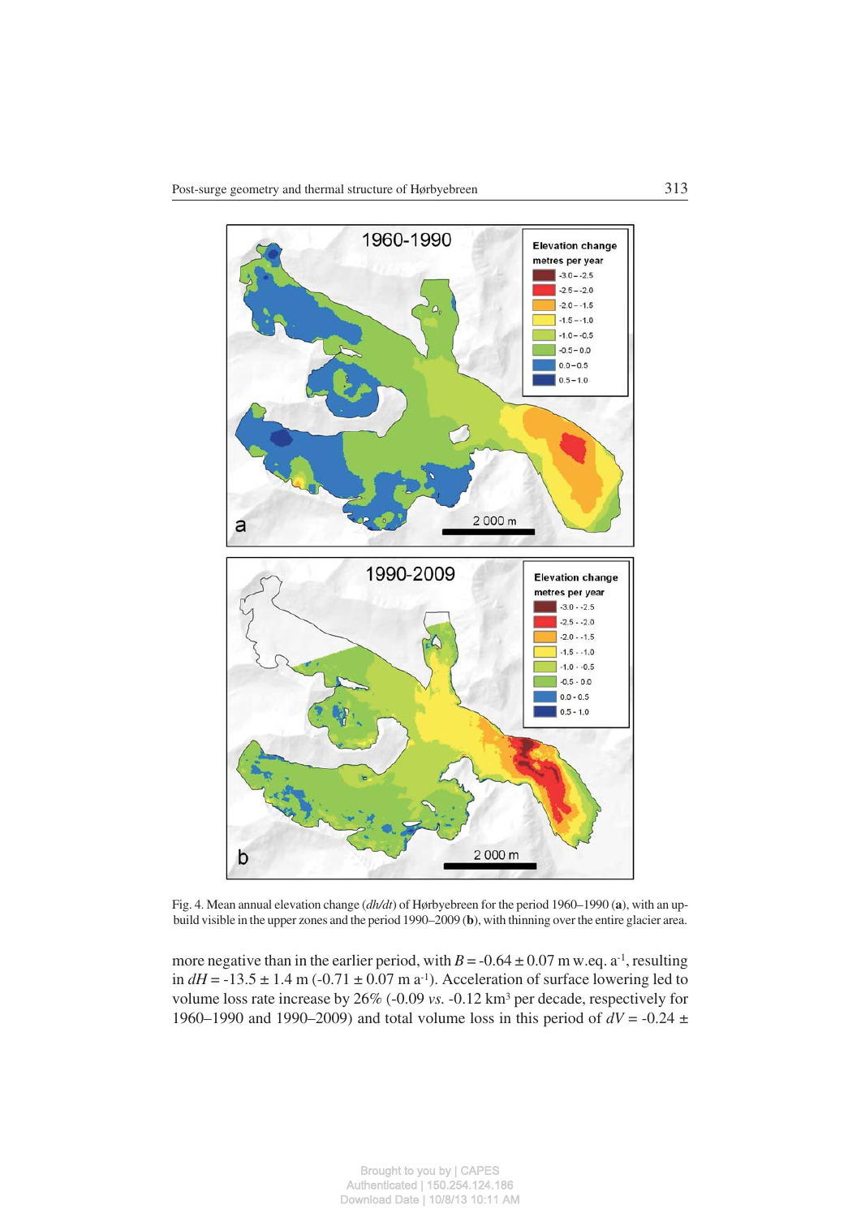Fig. 4. Mean annual elevation change (*dh/dt*) of Hørbyebreen for the period 1960–1990 (**a**), with an up-build visible in the upper zones and the period 1990–2009 (**b**), with thinning over the entire glacier area.

more negative than in the earlier period, with $B = -0.64 \pm 0.07$ m w.eq. $a^{-1}$, resulting in $dH = -13.5 \pm 1.4$ m ($-0.71 \pm 0.07$ m $a^{-1}$). Acceleration of surface lowering led to volume loss rate increase by 26% (-0.09 *vs.* -0.12 $km^3$ per decade, respectively for 1960–1990 and 1990–2009) and total volume loss in this period of $dV = -0.24 \pm$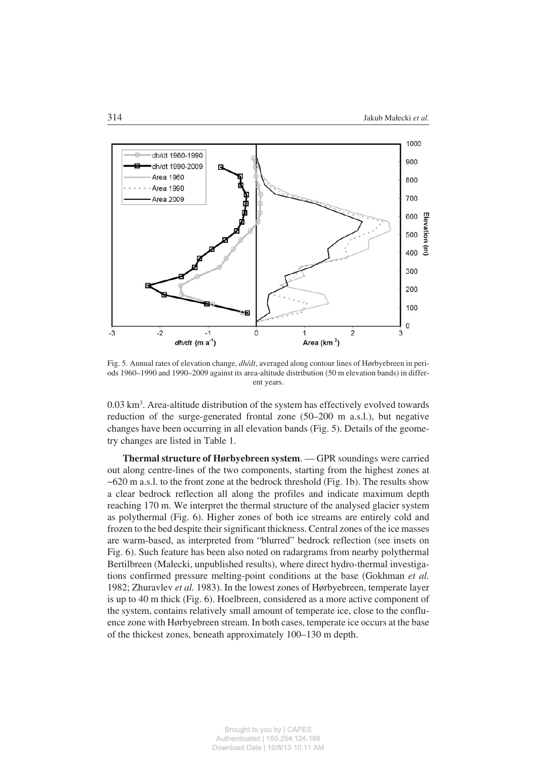Fig. 5. Annual rates of elevation change, *dh/dt*, averaged along contour lines of Hørbyebreen in periods 1960–1990 and 1990–2009 against its area-altitude distribution (50 m elevation bands) in different years.

0.03 km$^3$. Area-altitude distribution of the system has effectively evolved towards reduction of the surge-generated frontal zone (50–200 m a.s.l.), but negative changes have been occurring in all elevation bands (Fig. 5). Details of the geometry changes are listed in Table 1.

**Thermal structure of Hørbyebreen system**. — GPR soundings were carried out along centre-lines of the two components, starting from the highest zones at ~620 m a.s.l. to the front zone at the bedrock threshold (Fig. 1b). The results show a clear bedrock reflection all along the profiles and indicate maximum depth reaching 170 m. We interpret the thermal structure of the analysed glacier system as polythermal (Fig. 6). Higher zones of both ice streams are entirely cold and frozen to the bed despite their significant thickness. Central zones of the ice masses are warm-based, as interpreted from "blurred" bedrock reflection (see insets on Fig. 6). Such feature has been also noted on radargrams from nearby polythermal Bertilbreen (Małecki, unpublished results), where direct hydro-thermal investigations confirmed pressure melting-point conditions at the base (Gokhman *et al.* 1982; Zhuravlev *et al.* 1983). In the lowest zones of Hørbyebreen, temperate layer is up to 40 m thick (Fig. 6). Hoelbreen, considered as a more active component of the system, contains relatively small amount of temperate ice, close to the confluence zone with Hørbyebreen stream. In both cases, temperate ice occurs at the base of the thickest zones, beneath approximately 100–130 m depth.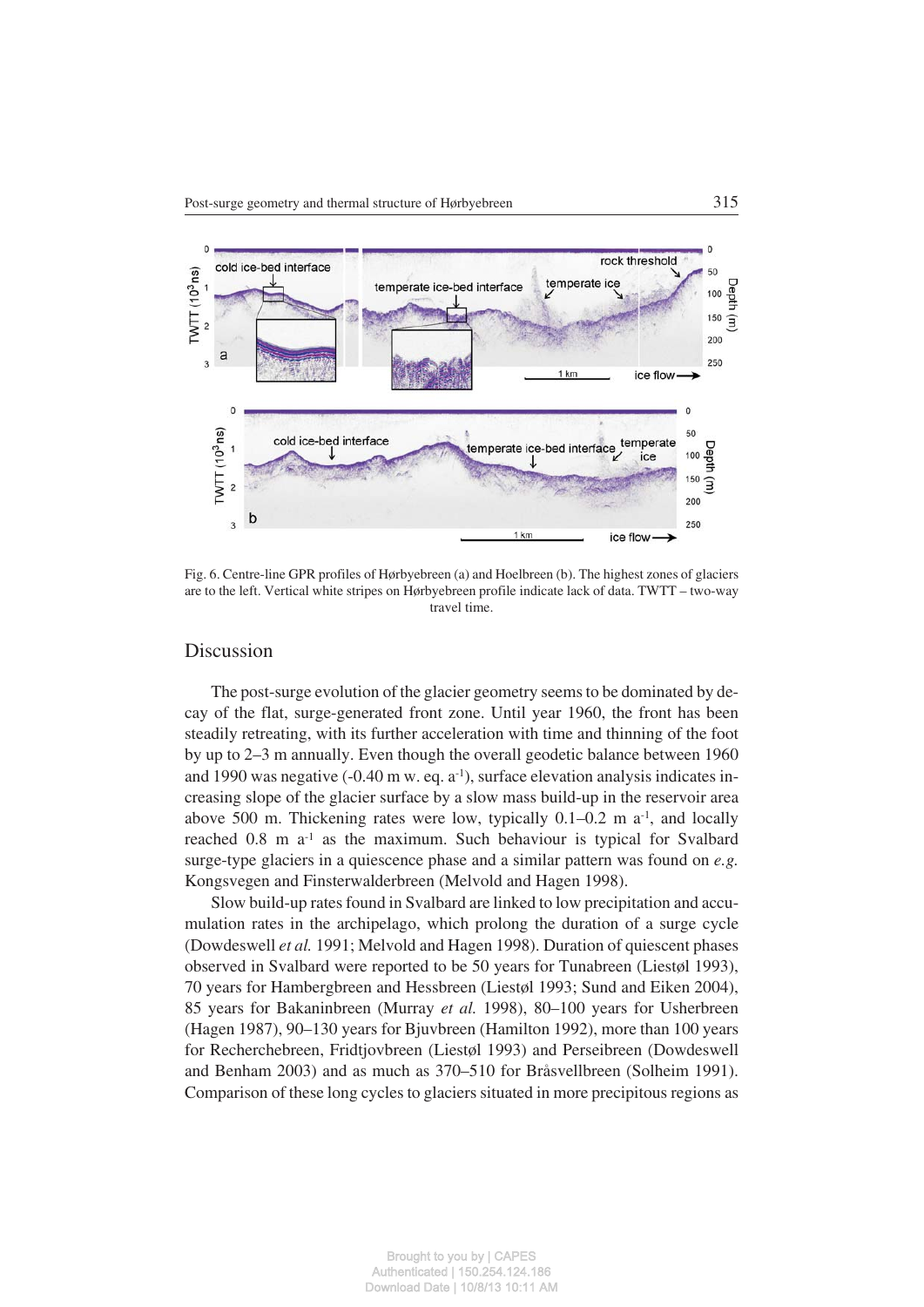Fig. 6. Centre-line GPR profiles of Hørbyebreen (a) and Hoelbreen (b). The highest zones of glaciers are to the left. Vertical white stripes on Hørbyebreen profile indicate lack of data. TWTT – two-way travel time.

## Discussion

The post-surge evolution of the glacier geometry seems to be dominated by decay of the flat, surge-generated front zone. Until year 1960, the front has been steadily retreating, with its further acceleration with time and thinning of the foot by up to 2–3 m annually. Even though the overall geodetic balance between 1960 and 1990 was negative (-0.40 m w. eq. $a^{-1}$), surface elevation analysis indicates increasing slope of the glacier surface by a slow mass build-up in the reservoir area above 500 m. Thickening rates were low, typically 0.1–0.2 m $a^{-1}$, and locally reached 0.8 m $a^{-1}$ as the maximum. Such behaviour is typical for Svalbard surge-type glaciers in a quiescence phase and a similar pattern was found on *e.g.* Kongsvegen and Finsterwalderbreen (Melvold and Hagen 1998).

Slow build-up rates found in Svalbard are linked to low precipitation and accumulation rates in the archipelago, which prolong the duration of a surge cycle (Dowdeswell *et al.* 1991; Melvold and Hagen 1998). Duration of quiescent phases observed in Svalbard were reported to be 50 years for Tunabreen (Liestøl 1993), 70 years for Hambergbreen and Hessbreen (Liestøl 1993; Sund and Eiken 2004), 85 years for Bakaninbreen (Murray *et al.* 1998), 80–100 years for Usherbreen (Hagen 1987), 90–130 years for Bjuvbreen (Hamilton 1992), more than 100 years for Recherchebreen, Fridtjovbreen (Liestøl 1993) and Perseibreen (Dowdeswell and Benham 2003) and as much as 370–510 for Bråsvellbreen (Solheim 1991). Comparison of these long cycles to glaciers situated in more precipitous regions as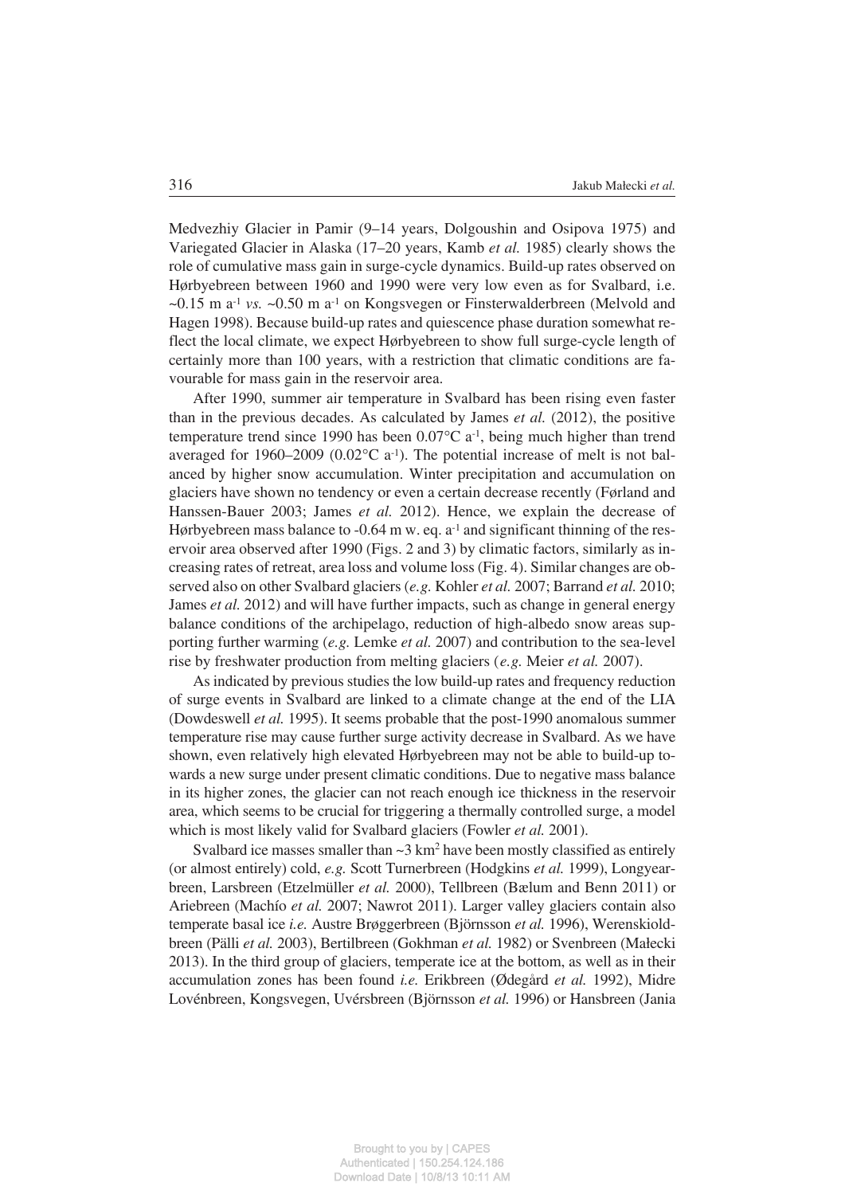Medvezhiy Glacier in Pamir (9–14 years, Dolgoushin and Osipova 1975) and Variegated Glacier in Alaska (17–20 years, Kamb *et al.* 1985) clearly shows the role of cumulative mass gain in surge-cycle dynamics. Build-up rates observed on Hørbyebreen between 1960 and 1990 were very low even as for Svalbard, i.e. ~0.15 m $a^{-1}$ *vs.* ~0.50 m $a^{-1}$ on Kongsvegen or Finsterwalderbreen (Melvold and Hagen 1998). Because build-up rates and quiescence phase duration somewhat reflect the local climate, we expect Hørbyebreen to show full surge-cycle length of certainly more than 100 years, with a restriction that climatic conditions are favourable for mass gain in the reservoir area.

After 1990, summer air temperature in Svalbard has been rising even faster than in the previous decades. As calculated by James *et al.* (2012), the positive temperature trend since 1990 has been 0.07°C $a^{-1}$, being much higher than trend averaged for 1960–2009 (0.02°C $a^{-1}$). The potential increase of melt is not balanced by higher snow accumulation. Winter precipitation and accumulation on glaciers have shown no tendency or even a certain decrease recently (Førland and Hanssen-Bauer 2003; James *et al.* 2012). Hence, we explain the decrease of Hørbyebreen mass balance to -0.64 m w. eq. $a^{-1}$ and significant thinning of the reservoir area observed after 1990 (Figs. 2 and 3) by climatic factors, similarly as increasing rates of retreat, area loss and volume loss (Fig. 4). Similar changes are observed also on other Svalbard glaciers (*e.g.* Kohler *et al.* 2007; Barrand *et al.* 2010; James *et al.* 2012) and will have further impacts, such as change in general energy balance conditions of the archipelago, reduction of high-albedo snow areas supporting further warming (*e.g.* Lemke *et al.* 2007) and contribution to the sea-level rise by freshwater production from melting glaciers (*e.g.* Meier *et al.* 2007).

As indicated by previous studies the low build-up rates and frequency reduction of surge events in Svalbard are linked to a climate change at the end of the LIA (Dowdeswell *et al.* 1995). It seems probable that the post-1990 anomalous summer temperature rise may cause further surge activity decrease in Svalbard. As we have shown, even relatively high elevated Hørbyebreen may not be able to build-up towards a new surge under present climatic conditions. Due to negative mass balance in its higher zones, the glacier can not reach enough ice thickness in the reservoir area, which seems to be crucial for triggering a thermally controlled surge, a model which is most likely valid for Svalbard glaciers (Fowler *et al.* 2001).

Svalbard ice masses smaller than ~3 $km^2$ have been mostly classified as entirely (or almost entirely) cold, *e.g.* Scott Turnerbreen (Hodgkins *et al.* 1999), Longyearbreen, Larsbreen (Etzelmüller *et al.* 2000), Tellbreen (Bælum and Benn 2011) or Ariebreen (Machío *et al.* 2007; Nawrot 2011). Larger valley glaciers contain also temperate basal ice *i.e.* Austre Brøggerbreen (Björnsson *et al.* 1996), Werenskioldbreen (Pälli *et al.* 2003), Bertilbreen (Gokhman *et al.* 1982) or Svenbreen (Małecki 2013). In the third group of glaciers, temperate ice at the bottom, as well as in their accumulation zones has been found *i.e.* Erikbreen (Ødegård *et al.* 1992), Midre Lovénbreen, Kongsvegen, Uvérsbreen (Björnsson *et al.* 1996) or Hansbreen (Jania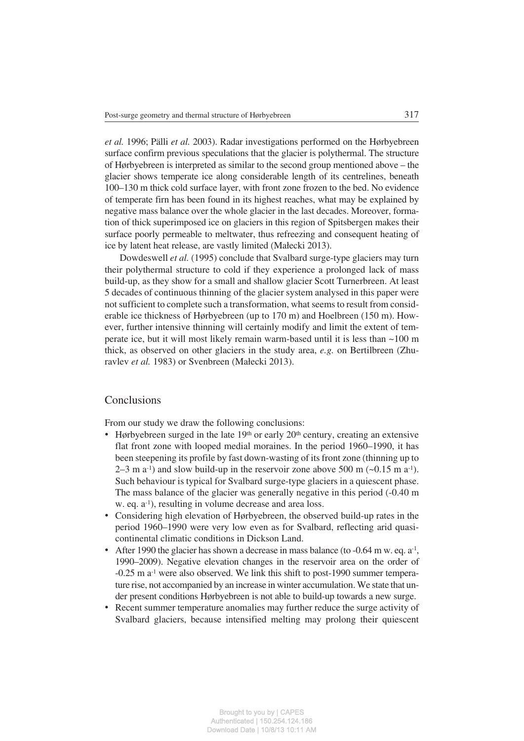*et al.* 1996; Pälli *et al.* 2003). Radar investigations performed on the Hørbyebreen surface confirm previous speculations that the glacier is polythermal. The structure of Hørbyebreen is interpreted as similar to the second group mentioned above – the glacier shows temperate ice along considerable length of its centrelines, beneath 100–130 m thick cold surface layer, with front zone frozen to the bed. No evidence of temperate firn has been found in its highest reaches, what may be explained by negative mass balance over the whole glacier in the last decades. Moreover, formation of thick superimposed ice on glaciers in this region of Spitsbergen makes their surface poorly permeable to meltwater, thus refreezing and consequent heating of ice by latent heat release, are vastly limited (Małecki 2013).

Dowdeswell *et al.* (1995) conclude that Svalbard surge-type glaciers may turn their polythermal structure to cold if they experience a prolonged lack of mass build-up, as they show for a small and shallow glacier Scott Turnerbreen. At least 5 decades of continuous thinning of the glacier system analysed in this paper were not sufficient to complete such a transformation, what seems to result from considerable ice thickness of Hørbyebreen (up to 170 m) and Hoelbreen (150 m). However, further intensive thinning will certainly modify and limit the extent of temperate ice, but it will most likely remain warm-based until it is less than ~100 m thick, as observed on other glaciers in the study area, *e.g.* on Bertilbreen (Zhuravlev *et al.* 1983) or Svenbreen (Małecki 2013).

## Conclusions

From our study we draw the following conclusions:

- Hørbyebreen surged in the late 19$^{th}$ or early 20$^{th}$ century, creating an extensive flat front zone with looped medial moraines. In the period 1960–1990, it has been steepening its profile by fast down-wasting of its front zone (thinning up to 2–3 m $a^{-1}$) and slow build-up in the reservoir zone above 500 m (~0.15 m $a^{-1}$). Such behaviour is typical for Svalbard surge-type glaciers in a quiescent phase. The mass balance of the glacier was generally negative in this period (-0.40 m w. eq. $a^{-1}$), resulting in volume decrease and area loss.
- Considering high elevation of Hørbyebreen, the observed build-up rates in the period 1960–1990 were very low even as for Svalbard, reflecting arid quasi-continental climatic conditions in Dickson Land.
- After 1990 the glacier has shown a decrease in mass balance (to -0.64 m w. eq. $a^{-1}$, 1990–2009). Negative elevation changes in the reservoir area on the order of -0.25 m $a^{-1}$ were also observed. We link this shift to post-1990 summer temperature rise, not accompanied by an increase in winter accumulation. We state that under present conditions Hørbyebreen is not able to build-up towards a new surge.
- Recent summer temperature anomalies may further reduce the surge activity of Svalbard glaciers, because intensified melting may prolong their quiescent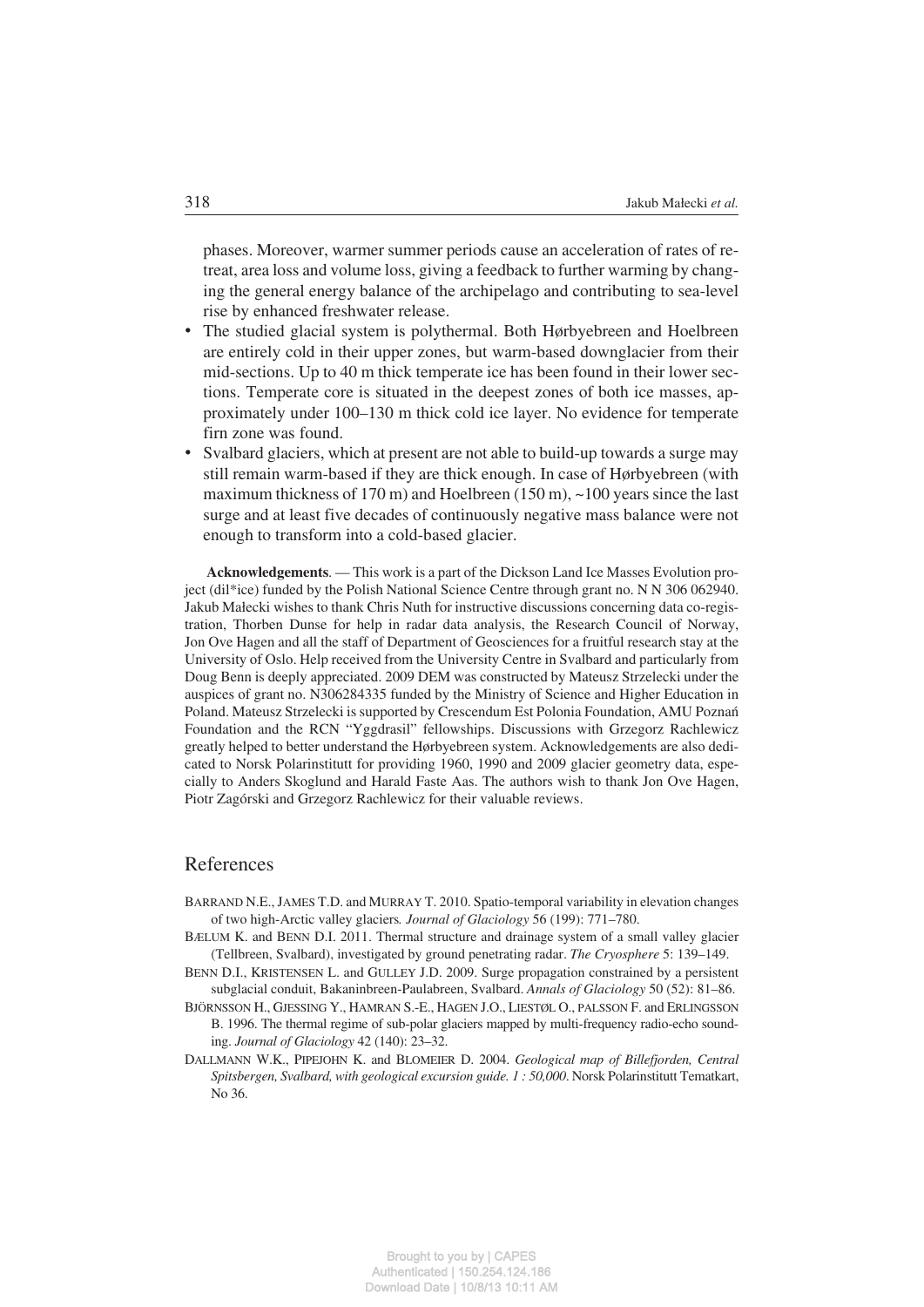phases. Moreover, warmer summer periods cause an acceleration of rates of retreat, area loss and volume loss, giving a feedback to further warming by changing the general energy balance of the archipelago and contributing to sea-level rise by enhanced freshwater release.

- The studied glacial system is polythermal. Both Hørbyebreen and Hoelbreen are entirely cold in their upper zones, but warm-based downglacier from their mid-sections. Up to 40 m thick temperate ice has been found in their lower sections. Temperate core is situated in the deepest zones of both ice masses, approximately under 100–130 m thick cold ice layer. No evidence for temperate firn zone was found.
- Svalbard glaciers, which at present are not able to build-up towards a surge may still remain warm-based if they are thick enough. In case of Hørbyebreen (with maximum thickness of 170 m) and Hoelbreen (150 m), ~100 years since the last surge and at least five decades of continuously negative mass balance were not enough to transform into a cold-based glacier.

**Acknowledgements**. — This work is a part of the Dickson Land Ice Masses Evolution project (dil*ice) funded by the Polish National Science Centre through grant no. N N 306 062940. Jakub Małecki wishes to thank Chris Nuth for instructive discussions concerning data co-registration, Thorben Dunse for help in radar data analysis, the Research Council of Norway, Jon Ove Hagen and all the staff of Department of Geosciences for a fruitful research stay at the University of Oslo. Help received from the University Centre in Svalbard and particularly from Doug Benn is deeply appreciated. 2009 DEM was constructed by Mateusz Strzelecki under the auspices of grant no. N306284335 funded by the Ministry of Science and Higher Education in Poland. Mateusz Strzelecki is supported by Crescendum Est Polonia Foundation, AMU Poznań Foundation and the RCN "Yggdrasil" fellowships. Discussions with Grzegorz Rachlewicz greatly helped to better understand the Hørbyebreen system. Acknowledgements are also dedicated to Norsk Polarinstitutt for providing 1960, 1990 and 2009 glacier geometry data, especially to Anders Skoglund and Harald Faste Aas. The authors wish to thank Jon Ove Hagen, Piotr Zagórski and Grzegorz Rachlewicz for their valuable reviews.

## References

BARRAND N.E., JAMES T.D. and MURRAY T. 2010. Spatio-temporal variability in elevation changes of two high-Arctic valley glaciers*. Journal of Glaciology* 56 (199): 771–780.

BÆLUM K. and BENN D.I. 2011. Thermal structure and drainage system of a small valley glacier (Tellbreen, Svalbard), investigated by ground penetrating radar. *The Cryosphere* 5: 139–149.

BENN D.I., KRISTENSEN L. and GULLEY J.D. 2009. Surge propagation constrained by a persistent subglacial conduit, Bakaninbreen-Paulabreen, Svalbard. *Annals of Glaciology* 50 (52): 81–86.

BJÖRNSSON H., GJESSING Y., HAMRAN S.-E., HAGEN J.O., LIESTØL O., PALSSON F. and ERLINGSSON B. 1996. The thermal regime of sub-polar glaciers mapped by multi-frequency radio-echo sounding. *Journal of Glaciology* 42 (140): 23–32.

DALLMANN W.K., PIPEJOHN K. and BLOMEIER D. 2004. *Geological map of Billefjorden, Central Spitsbergen, Svalbard, with geological excursion guide. 1 : 50,000*. Norsk Polarinstitutt Tematkart, No 36.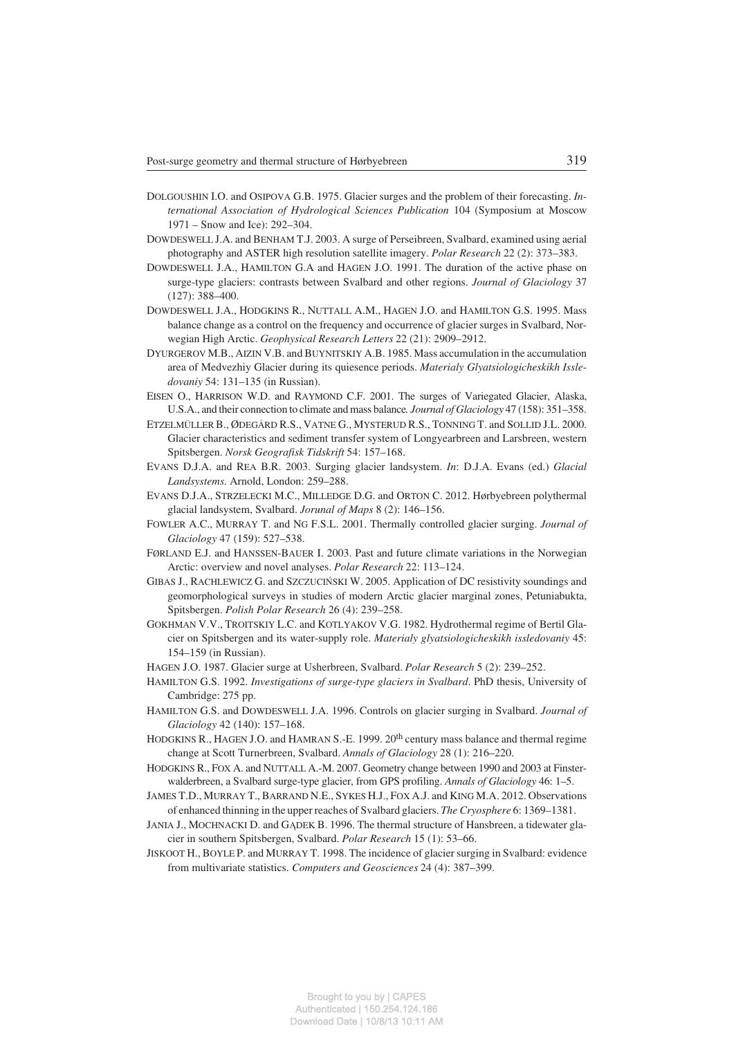DOLGOUSHIN I.O. and OSIPOVA G.B. 1975. Glacier surges and the problem of their forecasting. *International Association of Hydrological Sciences Publication* 104 (Symposium at Moscow 1971 – Snow and Ice): 292–304.

DOWDESWELL J.A. and BENHAM T.J. 2003. A surge of Perseibreen, Svalbard, examined using aerial photography and ASTER high resolution satellite imagery. *Polar Research* 22 (2): 373–383.

DOWDESWELL J.A., HAMILTON G.A and HAGEN J.O. 1991. The duration of the active phase on surge-type glaciers: contrasts between Svalbard and other regions. *Journal of Glaciology* 37 (127): 388–400.

DOWDESWELL J.A., HODGKINS R., NUTTALL A.M., HAGEN J.O. and HAMILTON G.S. 1995. Mass balance change as a control on the frequency and occurrence of glacier surges in Svalbard, Norwegian High Arctic. *Geophysical Research Letters* 22 (21): 2909–2912.

DYURGEROV M.B., AIZIN V.B. and BUYNITSKIY A.B. 1985. Mass accumulation in the accumulation area of Medvezhiy Glacier during its quiesence periods. *Materialy Glyatsiologicheskikh Issledovaniy* 54: 131–135 (in Russian).

EISEN O., HARRISON W.D. and RAYMOND C.F. 2001. The surges of Variegated Glacier, Alaska, U.S.A., and their connection to climate and mass balance. *Journal of Glaciology* 47 (158): 351–358.

ETZELMÜLLER B., ØDEGÅRD R.S., VATNE G., MYSTERUD R.S., TONNING T. and SOLLID J.L. 2000. Glacier characteristics and sediment transfer system of Longyearbreen and Larsbreen, western Spitsbergen. *Norsk Geografisk Tidskrift* 54: 157–168.

EVANS D.J.A. and REA B.R. 2003. Surging glacier landsystem. *In*: D.J.A. Evans (ed.) *Glacial Landsystems*. Arnold, London: 259–288.

EVANS D.J.A., STRZELECKI M.C., MILLEDGE D.G. and ORTON C. 2012. Hørbyebreen polythermal glacial landsystem, Svalbard. *Jorunal of Maps* 8 (2): 146–156.

FOWLER A.C., MURRAY T. and NG F.S.L. 2001. Thermally controlled glacier surging. *Journal of Glaciology* 47 (159): 527–538.

FØRLAND E.J. and HANSSEN-BAUER I. 2003. Past and future climate variations in the Norwegian Arctic: overview and novel analyses. *Polar Research* 22: 113–124.

GIBAS J., RACHLEWICZ G. and SZCZUCIŃSKI W. 2005. Application of DC resistivity soundings and geomorphological surveys in studies of modern Arctic glacier marginal zones, Petuniabukta, Spitsbergen. *Polish Polar Research* 26 (4): 239–258.

GOKHMAN V.V., TROITSKIY L.C. and KOTLYAKOV V.G. 1982. Hydrothermal regime of Bertil Glacier on Spitsbergen and its water-supply role. *Materialy glyatsiologicheskikh issledovaniy* 45: 154–159 (in Russian).

HAGEN J.O. 1987. Glacier surge at Usherbreen, Svalbard. *Polar Research* 5 (2): 239–252.

HAMILTON G.S. 1992. *Investigations of surge-type glaciers in Svalbard*. PhD thesis, University of Cambridge: 275 pp.

HAMILTON G.S. and DOWDESWELL J.A. 1996. Controls on glacier surging in Svalbard. *Journal of Glaciology* 42 (140): 157–168.

HODGKINS R., HAGEN J.O. and HAMRAN S.-E. 1999. 20th century mass balance and thermal regime change at Scott Turnerbreen, Svalbard. *Annals of Glaciology* 28 (1): 216–220.

HODGKINS R., FOX A. and NUTTALL A.-M. 2007. Geometry change between 1990 and 2003 at Finsterwalderbreen, a Svalbard surge-type glacier, from GPS profiling. *Annals of Glaciology* 46: 1–5.

JAMES T.D., MURRAY T., BARRAND N.E., SYKES H.J., FOX A.J. and KING M.A. 2012. Observations of enhanced thinning in the upper reaches of Svalbard glaciers. *The Cryosphere* 6: 1369–1381.

JANIA J., MOCHNACKI D. and GĄDEK B. 1996. The thermal structure of Hansbreen, a tidewater glacier in southern Spitsbergen, Svalbard. *Polar Research* 15 (1): 53–66.

JISKOOT H., BOYLE P. and MURRAY T. 1998. The incidence of glacier surging in Svalbard: evidence from multivariate statistics. *Computers and Geosciences* 24 (4): 387–399.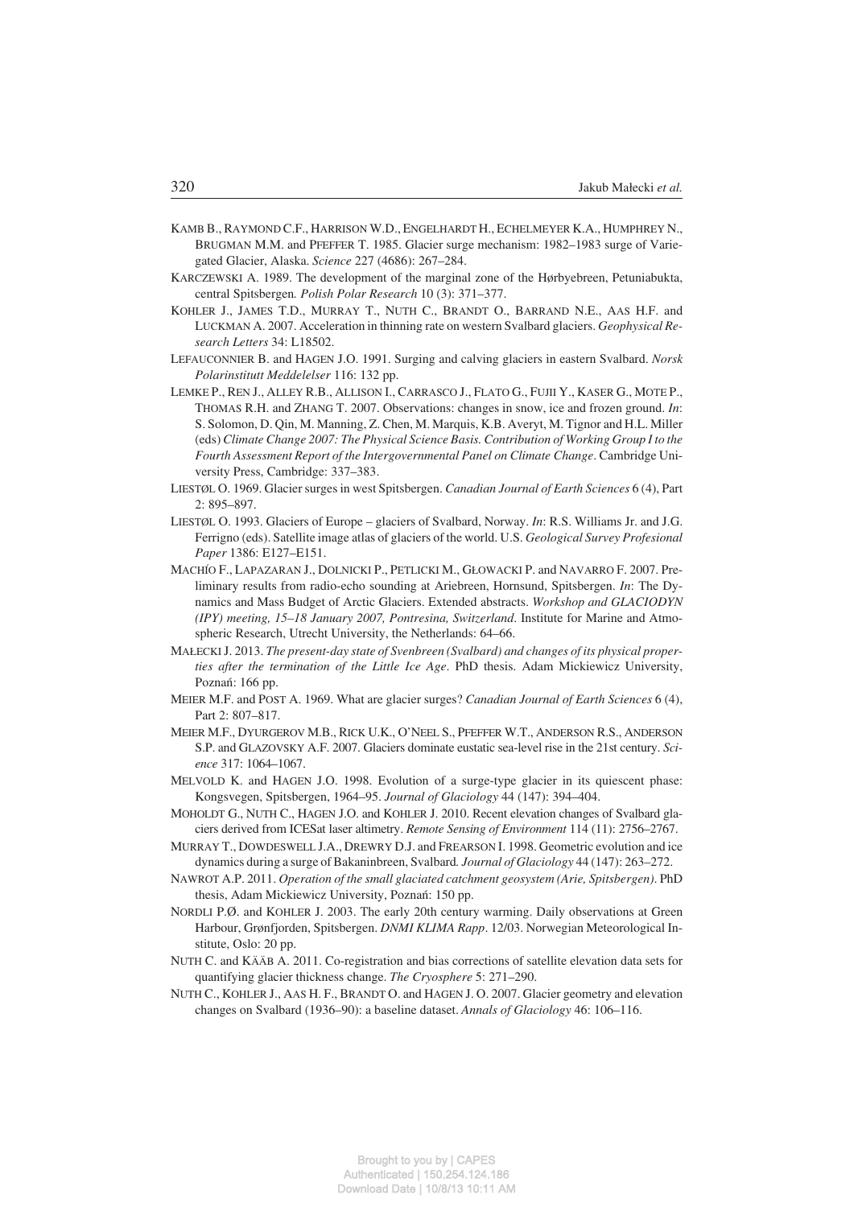KAMB B., RAYMOND C.F., HARRISON W.D., ENGELHARDT H., ECHELMEYER K.A., HUMPHREY N., BRUGMAN M.M. and PFEFFER T. 1985. Glacier surge mechanism: 1982–1983 surge of Variegated Glacier, Alaska. *Science* 227 (4686): 267–284.

KARCZEWSKI A. 1989. The development of the marginal zone of the Hørbyebreen, Petuniabukta, central Spitsbergen. *Polish Polar Research* 10 (3): 371–377.

KOHLER J., JAMES T.D., MURRAY T., NUTH C., BRANDT O., BARRAND N.E., AAS H.F. and LUCKMAN A. 2007. Acceleration in thinning rate on western Svalbard glaciers. *Geophysical Research Letters* 34: L18502.

LEFAUCONNIER B. and HAGEN J.O. 1991. Surging and calving glaciers in eastern Svalbard. *Norsk Polarinstitutt Meddelelser* 116: 132 pp.

LEMKE P., REN J., ALLEY R.B., ALLISON I., CARRASCO J., FLATO G., FUJII Y., KASER G., MOTE P., THOMAS R.H. and ZHANG T. 2007. Observations: changes in snow, ice and frozen ground. *In*: S. Solomon, D. Qin, M. Manning, Z. Chen, M. Marquis, K.B. Averyt, M. Tignor and H.L. Miller (eds) *Climate Change 2007: The Physical Science Basis. Contribution of Working Group I to the Fourth Assessment Report of the Intergovernmental Panel on Climate Change*. Cambridge University Press, Cambridge: 337–383.

LIESTØL O. 1969. Glacier surges in west Spitsbergen. *Canadian Journal of Earth Sciences* 6 (4), Part 2: 895–897.

LIESTØL O. 1993. Glaciers of Europe – glaciers of Svalbard, Norway. *In*: R.S. Williams Jr. and J.G. Ferrigno (eds). Satellite image atlas of glaciers of the world. U.S. *Geological Survey Profesional Paper* 1386: E127–E151.

MACHÍO F., LAPAZARAN J., DOLNICKI P., PETLICKI M., GŁOWACKI P. and NAVARRO F. 2007. Preliminary results from radio-echo sounding at Ariebreen, Hornsund, Spitsbergen. *In*: The Dynamics and Mass Budget of Arctic Glaciers. Extended abstracts. *Workshop and GLACIODYN (IPY) meeting, 15–18 January 2007, Pontresina, Switzerland*. Institute for Marine and Atmospheric Research, Utrecht University, the Netherlands: 64–66.

MAŁECKI J. 2013. *The present-day state of Svenbreen (Svalbard) and changes of its physical properties after the termination of the Little Ice Age*. PhD thesis. Adam Mickiewicz University, Poznań: 166 pp.

MEIER M.F. and POST A. 1969. What are glacier surges? *Canadian Journal of Earth Sciences* 6 (4), Part 2: 807–817.

MEIER M.F., DYURGEROV M.B., RICK U.K., O'NEEL S., PFEFFER W.T., ANDERSON R.S., ANDERSON S.P. and GLAZOVSKY A.F. 2007. Glaciers dominate eustatic sea-level rise in the 21st century. *Science* 317: 1064–1067.

MELVOLD K. and HAGEN J.O. 1998. Evolution of a surge-type glacier in its quiescent phase: Kongsvegen, Spitsbergen, 1964–95. *Journal of Glaciology* 44 (147): 394–404.

MOHOLDT G., NUTH C., HAGEN J.O. and KOHLER J. 2010. Recent elevation changes of Svalbard glaciers derived from ICESat laser altimetry. *Remote Sensing of Environment* 114 (11): 2756–2767.

MURRAY T., DOWDESWELL J.A., DREWRY D.J. and FREARSON I. 1998. Geometric evolution and ice dynamics during a surge of Bakaninbreen, Svalbard. *Journal of Glaciology* 44 (147): 263–272.

NAWROT A.P. 2011. *Operation of the small glaciated catchment geosystem (Arie, Spitsbergen)*. PhD thesis, Adam Mickiewicz University, Poznań: 150 pp.

NORDLI P.Ø. and KOHLER J. 2003. The early 20th century warming. Daily observations at Green Harbour, Grønfjorden, Spitsbergen. *DNMI KLIMA Rapp*. 12/03. Norwegian Meteorological Institute, Oslo: 20 pp.

NUTH C. and KÄÄB A. 2011. Co-registration and bias corrections of satellite elevation data sets for quantifying glacier thickness change. *The Cryosphere* 5: 271–290.

NUTH C., KOHLER J., AAS H. F., BRANDT O. and HAGEN J. O. 2007. Glacier geometry and elevation changes on Svalbard (1936–90): a baseline dataset. *Annals of Glaciology* 46: 106–116.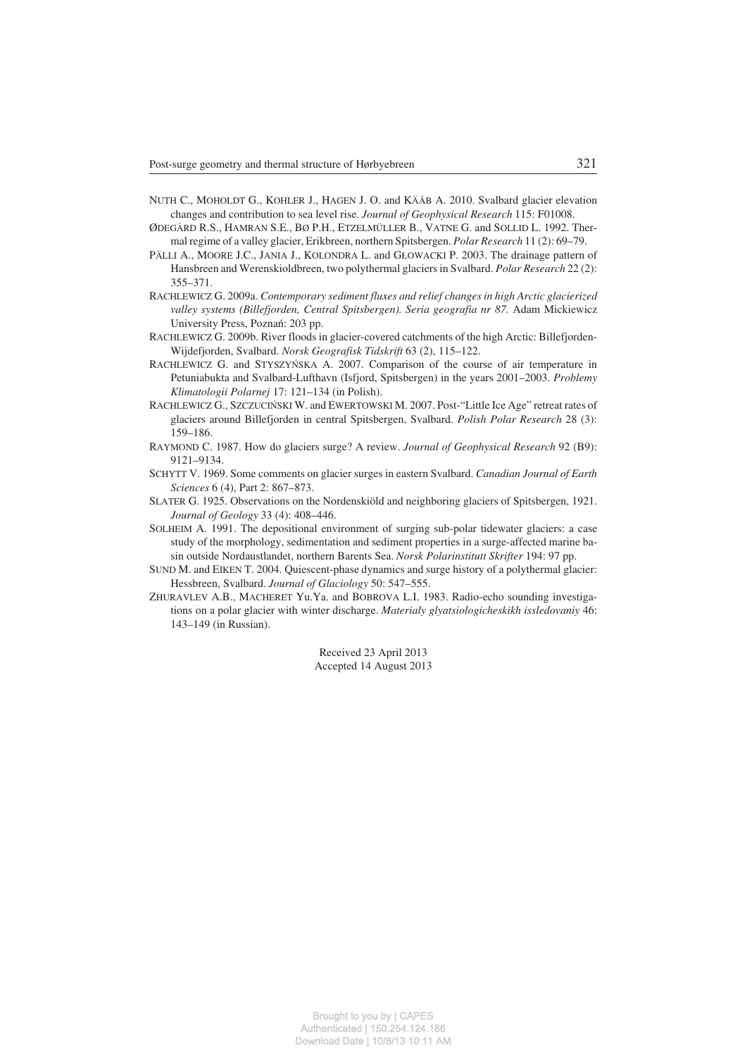NUTH C., MOHOLDT G., KOHLER J., HAGEN J. O. and KÄÄB A. 2010. Svalbard glacier elevation changes and contribution to sea level rise. *Journal of Geophysical Research* 115: F01008.

ØDEGÅRD R.S., HAMRAN S.E., BØ P.H., ETZELMÜLLER B., VATNE G. and SOLLID L. 1992. Thermal regime of a valley glacier, Erikbreen, northern Spitsbergen. *Polar Research* 11 (2): 69–79.

PÄLLI A., MOORE J.C., JANIA J., KOLONDRA L. and GŁOWACKI P. 2003. The drainage pattern of Hansbreen and Werenskioldbreen, two polythermal glaciers in Svalbard. *Polar Research* 22 (2): 355–371.

RACHLEWICZ G. 2009a. *Contemporary sediment fluxes and relief changes in high Arctic glacierized valley systems (Billefjorden, Central Spitsbergen). Seria geografia nr 87.* Adam Mickiewicz University Press, Poznań: 203 pp.

RACHLEWICZ G. 2009b. River floods in glacier-covered catchments of the high Arctic: Billefjorden-Wijdefjorden, Svalbard. *Norsk Geografisk Tidskrift* 63 (2), 115–122.

RACHLEWICZ G. and STYSZYŃSKA A. 2007. Comparison of the course of air temperature in Petuniabukta and Svalbard-Lufthavn (Isfjord, Spitsbergen) in the years 2001–2003. *Problemy Klimatologii Polarnej* 17: 121–134 (in Polish).

RACHLEWICZ G., SZCZUCIŃSKI W. and EWERTOWSKI M. 2007. Post-"Little Ice Age" retreat rates of glaciers around Billefjorden in central Spitsbergen, Svalbard. *Polish Polar Research* 28 (3): 159–186.

RAYMOND C. 1987. How do glaciers surge? A review. *Journal of Geophysical Research* 92 (B9): 9121–9134.

SCHYTT V. 1969. Some comments on glacier surges in eastern Svalbard. *Canadian Journal of Earth Sciences* 6 (4), Part 2: 867–873.

SLATER G. 1925. Observations on the Nordenskiöld and neighboring glaciers of Spitsbergen, 1921. *Journal of Geology* 33 (4): 408–446.

SOLHEIM A. 1991. The depositional environment of surging sub-polar tidewater glaciers: a case study of the morphology, sedimentation and sediment properties in a surge-affected marine basin outside Nordaustlandet, northern Barents Sea. *Norsk Polarinstitutt Skrifter* 194: 97 pp.

SUND M. and EIKEN T. 2004. Quiescent-phase dynamics and surge history of a polythermal glacier: Hessbreen, Svalbard. *Journal of Glaciology* 50: 547–555.

ZHURAVLEV A.B., MACHERET Yu.Ya. and BOBROVA L.I. 1983. Radio-echo sounding investigations on a polar glacier with winter discharge. *Materialy glyatsiologicheskikh issledovaniy* 46: 143–149 (in Russian).

Received 23 April 2013
Accepted 14 August 2013